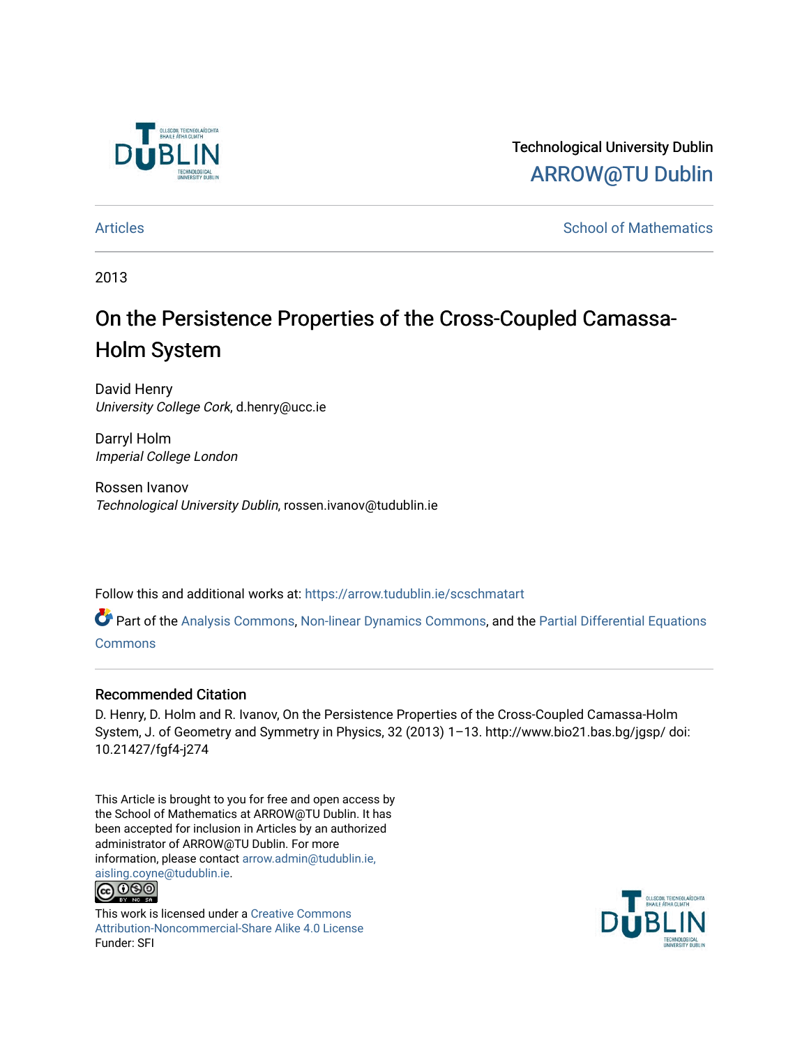Technological University Dublin

ARROW@TU Dublin

Articles | School of Mathematics

2013

# On the Persistence Properties of the Cross-Coupled Camassa-Holm System

David Henry
*University College Cork*, d.henry@ucc.ie

Darryl Holm
*Imperial College London*

Rossen Ivanov
*Technological University Dublin*, rossen.ivanov@tudublin.ie

Follow this and additional works at: https://arrow.tudublin.ie/scschmatart

Part of the Analysis Commons, Non-linear Dynamics Commons, and the Partial Differential Equations Commons

## Recommended Citation

D. Henry, D. Holm and R. Ivanov, On the Persistence Properties of the Cross-Coupled Camassa-Holm System, J. of Geometry and Symmetry in Physics, 32 (2013) 1–13. http://www.bio21.bas.bg/jgsp/ doi: 10.21427/fgf4-j274

This Article is brought to you for free and open access by the School of Mathematics at ARROW@TU Dublin. It has been accepted for inclusion in Articles by an authorized administrator of ARROW@TU Dublin. For more information, please contact arrow.admin@tudublin.ie, aisling.coyne@tudublin.ie.

This work is licensed under a Creative Commons Attribution-Noncommercial-Share Alike 4.0 License
Funder: SFI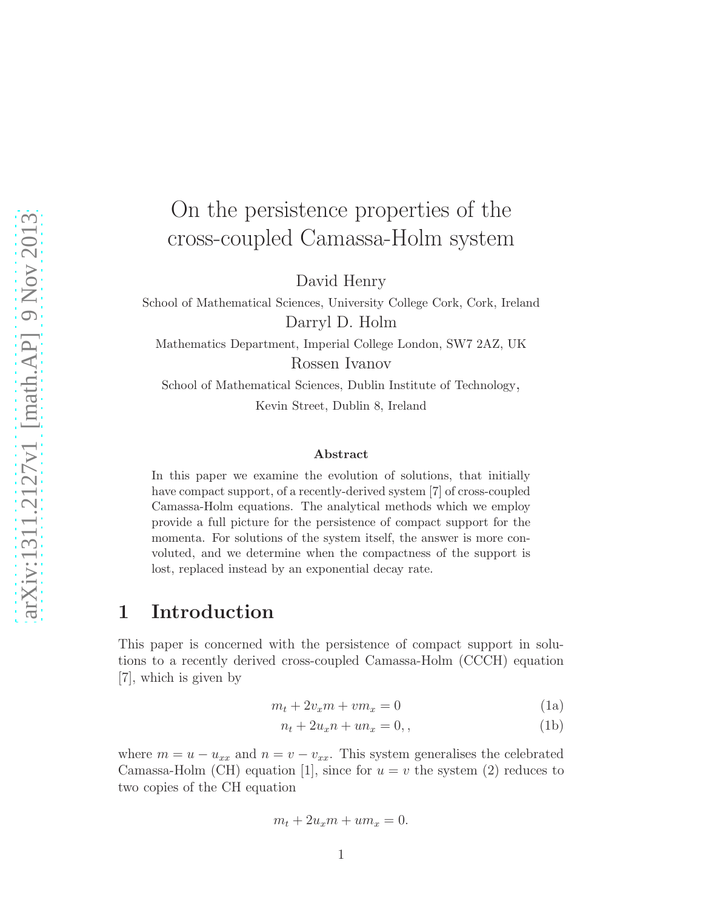# On the persistence properties of the cross-coupled Camassa-Holm system

David Henry

School of Mathematical Sciences, University College Cork, Cork, Ireland

Darryl D. Holm

Mathematics Department, Imperial College London, SW7 2AZ, UK

Rossen Ivanov

School of Mathematical Sciences, Dublin Institute of Technology,

Kevin Street, Dublin 8, Ireland

### Abstract

In this paper we examine the evolution of solutions, that initially have compact support, of a recently-derived system [7] of cross-coupled Camassa-Holm equations. The analytical methods which we employ provide a full picture for the persistence of compact support for the momenta. For solutions of the system itself, the answer is more convoluted, and we determine when the compactness of the support is lost, replaced instead by an exponential decay rate.

## 1 Introduction

This paper is concerned with the persistence of compact support in solutions to a recently derived cross-coupled Camassa-Holm (CCCH) equation [7], which is given by

$$m_t + 2v_x m + v m_x = 0 \tag{1a}$$

$$n_t + 2u_x n + u n_x = 0, , \tag{1b}$$

where $m = u - u_{xx}$ and $n = v - v_{xx}$. This system generalises the celebrated Camassa-Holm (CH) equation [1], since for $u = v$ the system (2) reduces to two copies of the CH equation

$$m_t + 2u_x m + u m_x = 0.$$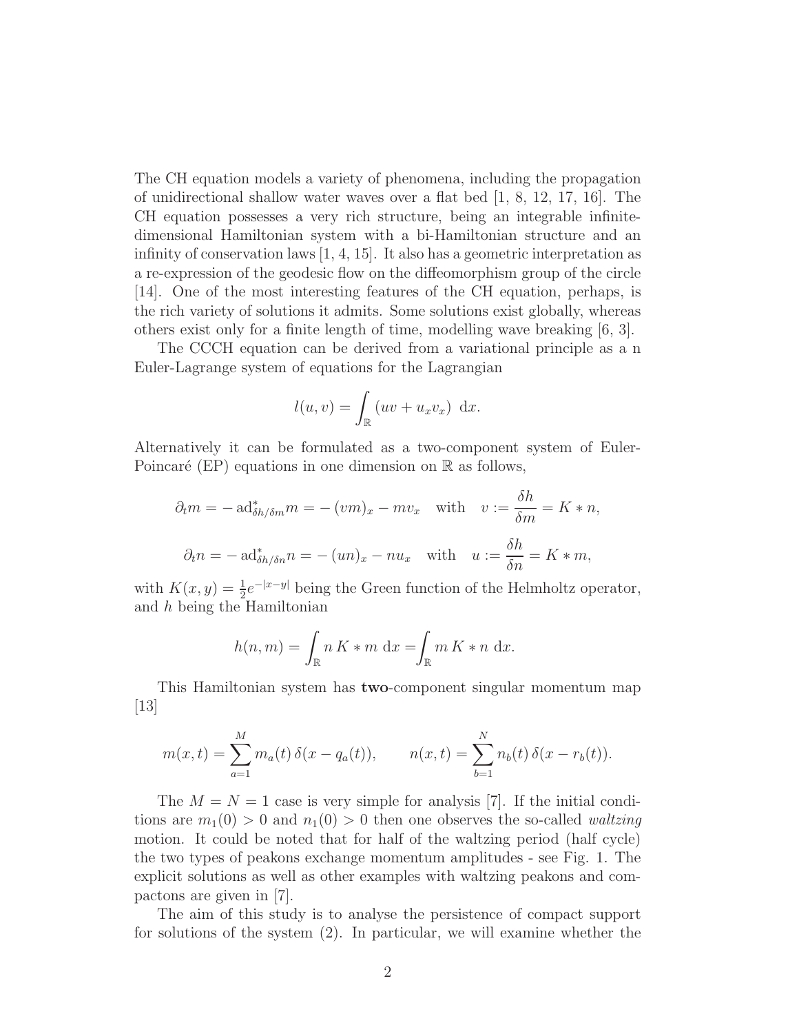The CH equation models a variety of phenomena, including the propagation of unidirectional shallow water waves over a flat bed [1, 8, 12, 17, 16]. The CH equation possesses a very rich structure, being an integrable infinite-dimensional Hamiltonian system with a bi-Hamiltonian structure and an infinity of conservation laws [1, 4, 15]. It also has a geometric interpretation as a re-expression of the geodesic flow on the diffeomorphism group of the circle [14]. One of the most interesting features of the CH equation, perhaps, is the rich variety of solutions it admits. Some solutions exist globally, whereas others exist only for a finite length of time, modelling wave breaking [6, 3].

The CCCH equation can be derived from a variational principle as a n Euler-Lagrange system of equations for the Lagrangian

$$l(u, v) = \int_{\mathbb{R}} (uv + u_x v_x) \; \mathrm{d}x.$$

Alternatively it can be formulated as a two-component system of Euler-Poincaré (EP) equations in one dimension on $\mathbb{R}$ as follows,

$$\partial_t m = -\operatorname{ad}^*_{\delta h/\delta m} m = -(vm)_x - m v_x \quad \text{with} \quad v := \frac{\delta h}{\delta m} = K * n,$$

$$\partial_t n = -\operatorname{ad}^*_{\delta h/\delta n} n = -(un)_x - n u_x \quad \text{with} \quad u := \frac{\delta h}{\delta n} = K * m,$$

with $K(x, y) = \frac{1}{2} e^{-|x-y|}$ being the Green function of the Helmholtz operator, and $h$ being the Hamiltonian

$$h(n, m) = \int_{\mathbb{R}} n \, K * m \; \mathrm{d}x = \int_{\mathbb{R}} m \, K * n \; \mathrm{d}x.$$

This Hamiltonian system has **two**-component singular momentum map [13]

$$m(x, t) = \sum_{a=1}^{M} m_a(t) \, \delta(x - q_a(t)), \qquad n(x, t) = \sum_{b=1}^{N} n_b(t) \, \delta(x - r_b(t)).$$

The $M = N = 1$ case is very simple for analysis [7]. If the initial conditions are $m_1(0) > 0$ and $n_1(0) > 0$ then one observes the so-called *waltzing* motion. It could be noted that for half of the waltzing period (half cycle) the two types of peakons exchange momentum amplitudes - see Fig. 1. The explicit solutions as well as other examples with waltzing peakons and compactons are given in [7].

The aim of this study is to analyse the persistence of compact support for solutions of the system (2). In particular, we will examine whether the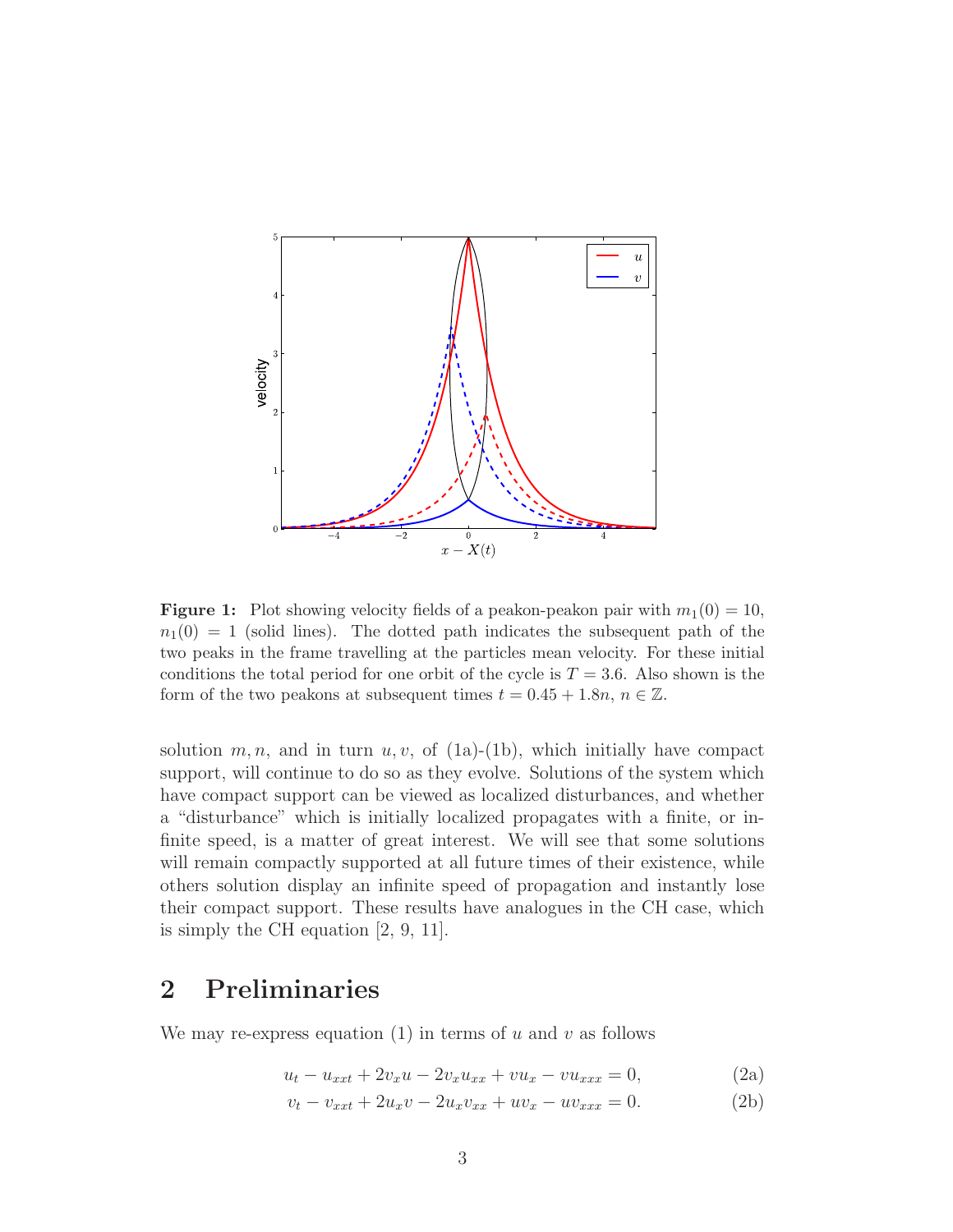**Figure 1:** Plot showing velocity fields of a peakon-peakon pair with $m_1(0) = 10$, $n_1(0) = 1$ (solid lines). The dotted path indicates the subsequent path of the two peaks in the frame travelling at the particles mean velocity. For these initial conditions the total period for one orbit of the cycle is $T = 3.6$. Also shown is the form of the two peakons at subsequent times $t = 0.45 + 1.8n$, $n \in \mathbb{Z}$.

solution $m, n$, and in turn $u, v$, of (1a)-(1b), which initially have compact support, will continue to do so as they evolve. Solutions of the system which have compact support can be viewed as localized disturbances, and whether a "disturbance" which is initially localized propagates with a finite, or infinite speed, is a matter of great interest. We will see that some solutions will remain compactly supported at all future times of their existence, while others solution display an infinite speed of propagation and instantly lose their compact support. These results have analogues in the CH case, which is simply the CH equation [2, 9, 11].

## 2 Preliminaries

We may re-express equation (1) in terms of $u$ and $v$ as follows

$$u_t - u_{xxt} + 2v_x u - 2v_x u_{xx} + v u_x - v u_{xxx} = 0, \tag{2a}$$

$$v_t - v_{xxt} + 2u_x v - 2u_x v_{xx} + u v_x - u v_{xxx} = 0. \tag{2b}$$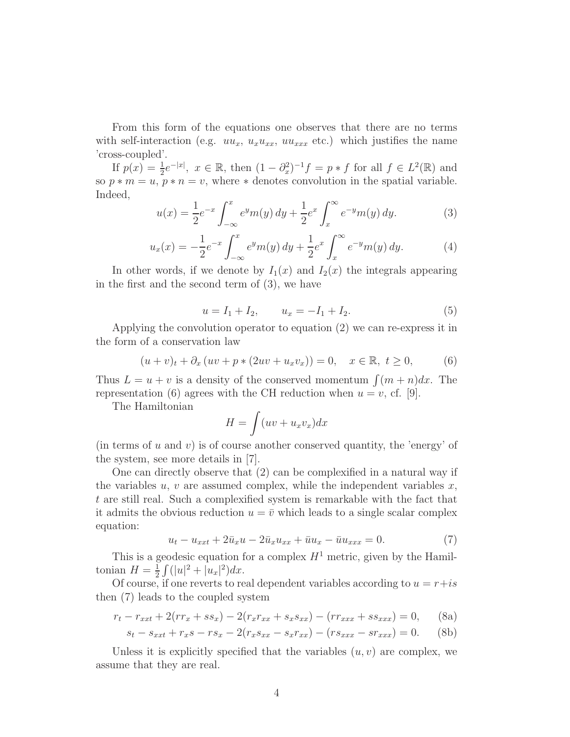From this form of the equations one observes that there are no terms with self-interaction (e.g. $uu_x$, $u_xu_{xx}$, $uu_{xxx}$ etc.) which justifies the name 'cross-coupled'.

If $p(x) = \frac{1}{2}e^{-|x|}$, $x \in \mathbb{R}$, then $(1-\partial_x^2)^{-1}f = p * f$ for all $f \in L^2(\mathbb{R})$ and so $p * m = u$, $p * n = v$, where $*$ denotes convolution in the spatial variable. Indeed,

$$u(x) = \frac{1}{2}e^{-x}\int_{-\infty}^{x} e^{y}m(y)\,dy + \frac{1}{2}e^{x}\int_{x}^{\infty} e^{-y}m(y)\,dy. \tag{3}$$

$$u_x(x) = -\frac{1}{2}e^{-x}\int_{-\infty}^{x} e^{y}m(y)\,dy + \frac{1}{2}e^{x}\int_{x}^{\infty} e^{-y}m(y)\,dy. \tag{4}$$

In other words, if we denote by $I_1(x)$ and $I_2(x)$ the integrals appearing in the first and the second term of (3), we have

$$u = I_1 + I_2, \qquad u_x = -I_1 + I_2. \tag{5}$$

Applying the convolution operator to equation (2) we can re-express it in the form of a conservation law

$$(u+v)_t + \partial_x\left(uv + p * (2uv + u_xv_x)\right) = 0, \quad x \in \mathbb{R},\ t \geq 0, \tag{6}$$

Thus $L = u + v$ is a density of the conserved momentum $\int(m+n)dx$. The representation (6) agrees with the CH reduction when $u = v$, cf. [9].

The Hamiltonian

$$H = \int(uv + u_xv_x)dx$$

(in terms of $u$ and $v$) is of course another conserved quantity, the 'energy' of the system, see more details in [7].

One can directly observe that (2) can be complexified in a natural way if the variables $u$, $v$ are assumed complex, while the independent variables $x$, $t$ are still real. Such a complexified system is remarkable with the fact that it admits the obvious reduction $u = \bar{v}$ which leads to a single scalar complex equation:

$$u_t - u_{xxt} + 2\bar{u}_xu - 2\bar{u}_xu_{xx} + \bar{u}u_x - \bar{u}u_{xxx} = 0. \tag{7}$$

This is a geodesic equation for a complex $H^1$ metric, given by the Hamiltonian $H = \frac{1}{2}\int(|u|^2 + |u_x|^2)dx$.

Of course, if one reverts to real dependent variables according to $u = r + is$ then (7) leads to the coupled system

$$r_t - r_{xxt} + 2(rr_x + ss_x) - 2(r_xr_{xx} + s_xs_{xx}) - (rr_{xxx} + ss_{xxx}) = 0, \tag{8a}$$

$$s_t - s_{xxt} + r_xs - rs_x - 2(r_xs_{xx} - s_xr_{xx}) - (rs_{xxx} - sr_{xxx}) = 0. \tag{8b}$$

Unless it is explicitly specified that the variables $(u, v)$ are complex, we assume that they are real.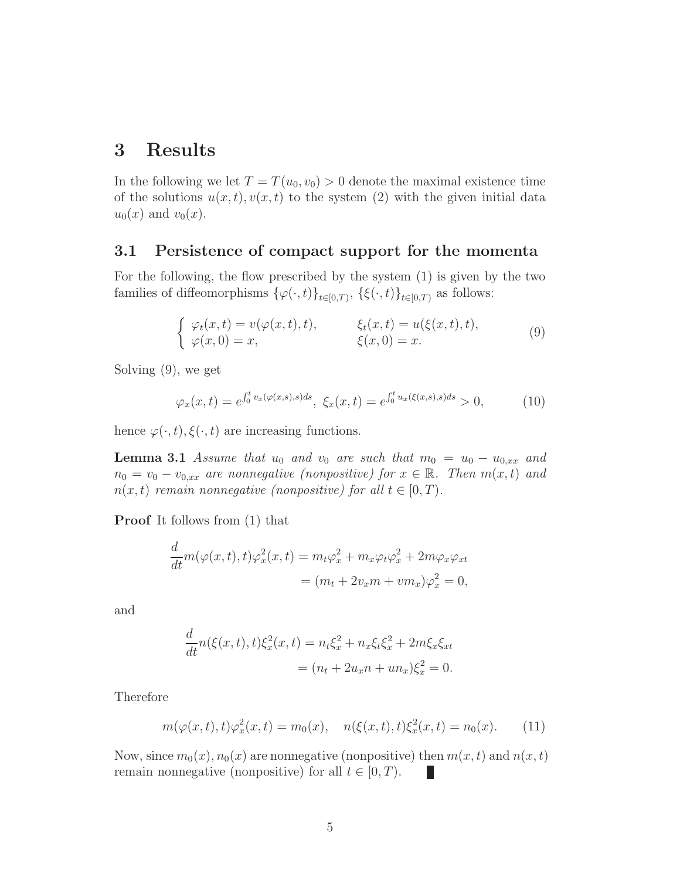# 3 Results

In the following we let $T = T(u_0, v_0) > 0$ denote the maximal existence time of the solutions $u(x,t), v(x,t)$ to the system (2) with the given initial data $u_0(x)$ and $v_0(x)$.

## 3.1 Persistence of compact support for the momenta

For the following, the flow prescribed by the system (1) is given by the two families of diffeomorphisms $\{\varphi(\cdot,t)\}_{t\in[0,T)}$, $\{\xi(\cdot,t)\}_{t\in[0,T)}$ as follows:

$$
\begin{cases} \varphi_t(x,t) = v(\varphi(x,t),t), & \xi_t(x,t) = u(\xi(x,t),t), \\ \varphi(x,0) = x, & \xi(x,0) = x. \end{cases} \tag{9}
$$

Solving (9), we get

$$
\varphi_x(x,t) = e^{\int_0^t v_x(\varphi(x,s),s)ds}, \; \xi_x(x,t) = e^{\int_0^t u_x(\xi(x,s),s)ds} > 0, \tag{10}
$$

hence $\varphi(\cdot,t), \xi(\cdot,t)$ are increasing functions.

**Lemma 3.1** *Assume that $u_0$ and $v_0$ are such that $m_0 = u_0 - u_{0,xx}$ and $n_0 = v_0 - v_{0,xx}$ are nonnegative (nonpositive) for $x \in \mathbb{R}$. Then $m(x,t)$ and $n(x,t)$ remain nonnegative (nonpositive) for all $t \in [0,T)$.*

**Proof** It follows from (1) that

$$
\begin{aligned}
\frac{d}{dt} m(\varphi(x,t),t)\varphi_x^2(x,t) &= m_t\varphi_x^2 + m_x\varphi_t\varphi_x^2 + 2m\varphi_x\varphi_{xt} \\
&= (m_t + 2v_x m + v m_x)\varphi_x^2 = 0,
\end{aligned}
$$

and

$$
\begin{aligned}
\frac{d}{dt} n(\xi(x,t),t)\xi_x^2(x,t) &= n_t\xi_x^2 + n_x\xi_t\xi_x^2 + 2m\xi_x\xi_{xt} \\
&= (n_t + 2u_x n + u n_x)\xi_x^2 = 0.
\end{aligned}
$$

Therefore

$$
m(\varphi(x,t),t)\varphi_x^2(x,t) = m_0(x), \quad n(\xi(x,t),t)\xi_x^2(x,t) = n_0(x). \tag{11}
$$

Now, since $m_0(x), n_0(x)$ are nonnegative (nonpositive) then $m(x,t)$ and $n(x,t)$ remain nonnegative (nonpositive) for all $t \in [0,T)$. ∎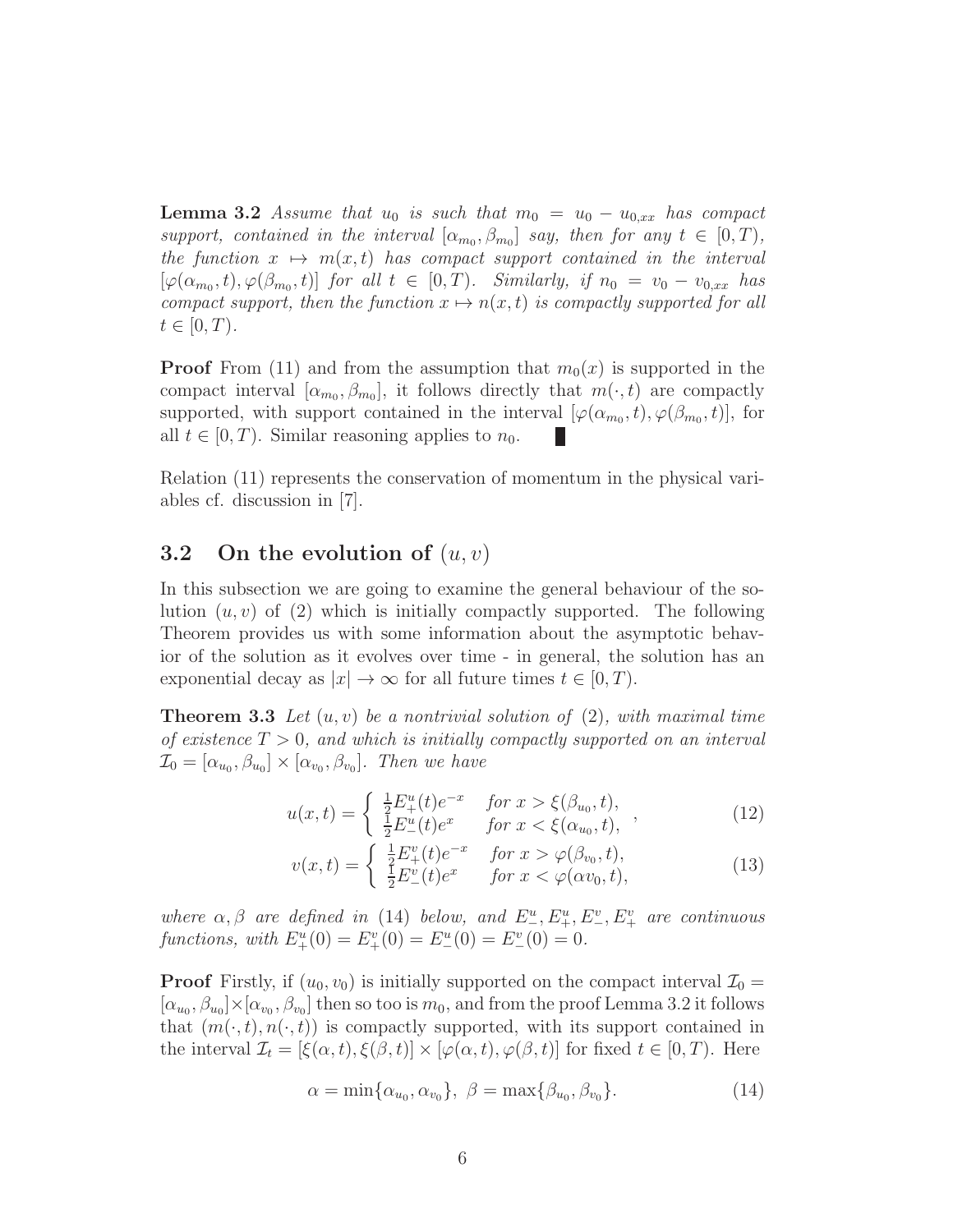**Lemma 3.2** *Assume that $u_0$ is such that $m_0 = u_0 - u_{0,xx}$ has compact support, contained in the interval $[\alpha_{m_0}, \beta_{m_0}]$ say, then for any $t \in [0,T)$, the function $x \mapsto m(x,t)$ has compact support contained in the interval $[\varphi(\alpha_{m_0}, t), \varphi(\beta_{m_0}, t)]$ for all $t \in [0,T)$. Similarly, if $n_0 = v_0 - v_{0,xx}$ has compact support, then the function $x \mapsto n(x,t)$ is compactly supported for all $t \in [0,T)$.*

**Proof** From (11) and from the assumption that $m_0(x)$ is supported in the compact interval $[\alpha_{m_0}, \beta_{m_0}]$, it follows directly that $m(\cdot, t)$ are compactly supported, with support contained in the interval $[\varphi(\alpha_{m_0}, t), \varphi(\beta_{m_0}, t)]$, for all $t \in [0,T)$. Similar reasoning applies to $n_0$. ∎

Relation (11) represents the conservation of momentum in the physical variables cf. discussion in [7].

### 3.2 On the evolution of $(u, v)$

In this subsection we are going to examine the general behaviour of the solution $(u, v)$ of (2) which is initially compactly supported. The following Theorem provides us with some information about the asymptotic behavior of the solution as it evolves over time - in general, the solution has an exponential decay as $|x| \to \infty$ for all future times $t \in [0,T)$.

**Theorem 3.3** *Let $(u, v)$ be a nontrivial solution of (2), with maximal time of existence $T > 0$, and which is initially compactly supported on an interval $\mathcal{I}_0 = [\alpha_{u_0}, \beta_{u_0}] \times [\alpha_{v_0}, \beta_{v_0}]$. Then we have*

$$u(x,t) = \begin{cases} \frac{1}{2}E^u_+(t)e^{-x} & \text{for } x > \xi(\beta_{u_0}, t), \\ \frac{1}{2}E^u_-(t)e^{x} & \text{for } x < \xi(\alpha_{u_0}, t), \end{cases} , \tag{12}$$

$$v(x,t) = \begin{cases} \frac{1}{2}E^v_+(t)e^{-x} & \text{for } x > \varphi(\beta_{v_0}, t), \\ \frac{1}{2}E^v_-(t)e^{x} & \text{for } x < \varphi(\alpha v0, t), \end{cases} \tag{13}$$

*where $\alpha, \beta$ are defined in (14) below, and $E^u_-, E^u_+, E^v_-, E^v_+$ are continuous functions, with $E^u_+(0) = E^v_+(0) = E^u_-(0) = E^v_-(0) = 0$.*

**Proof** Firstly, if $(u_0, v_0)$ is initially supported on the compact interval $\mathcal{I}_0 = [\alpha_{u_0}, \beta_{u_0}] \times [\alpha_{v_0}, \beta_{v_0}]$ then so too is $m_0$, and from the proof Lemma 3.2 it follows that $(m(\cdot, t), n(\cdot, t))$ is compactly supported, with its support contained in the interval $\mathcal{I}_t = [\xi(\alpha, t), \xi(\beta, t)] \times [\varphi(\alpha, t), \varphi(\beta, t)]$ for fixed $t \in [0,T)$. Here

$$\alpha = \min\{\alpha_{u_0}, \alpha_{v_0}\}, \ \beta = \max\{\beta_{u_0}, \beta_{v_0}\}. \tag{14}$$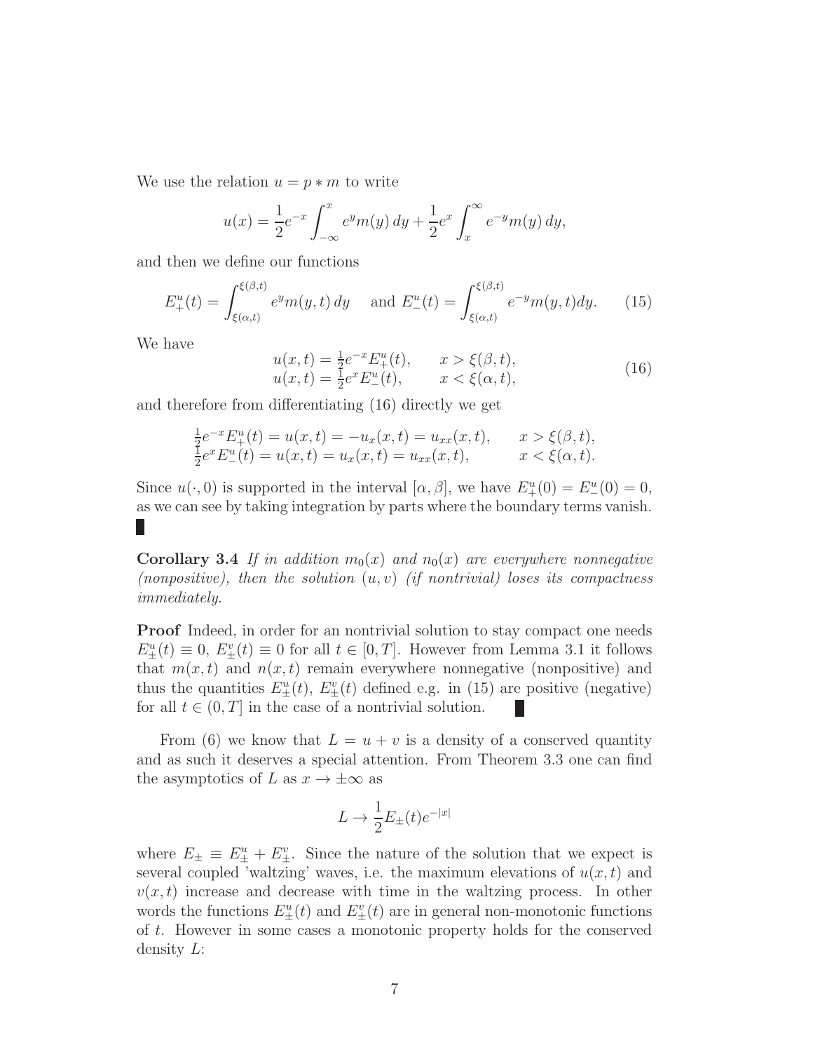We use the relation $u = p * m$ to write

$$u(x) = \frac{1}{2}e^{-x}\int_{-\infty}^{x} e^{y}m(y)\,dy + \frac{1}{2}e^{x}\int_{x}^{\infty} e^{-y}m(y)\,dy,$$

and then we define our functions

$$E_{+}^{u}(t) = \int_{\xi(\alpha,t)}^{\xi(\beta,t)} e^{y}m(y,t)\,dy \quad \text{ and } E_{-}^{u}(t) = \int_{\xi(\alpha,t)}^{\xi(\beta,t)} e^{-y}m(y,t)dy. \tag{15}$$

We have

$$\begin{array}{ll} u(x,t) = \frac{1}{2}e^{-x}E_{+}^{u}(t), & x > \xi(\beta,t), \\ u(x,t) = \frac{1}{2}e^{x}E_{-}^{u}(t), & x < \xi(\alpha,t), \end{array} \tag{16}$$

and therefore from differentiating (16) directly we get

$$\begin{array}{ll} \frac{1}{2}e^{-x}E_{+}^{u}(t) = u(x,t) = -u_x(x,t) = u_{xx}(x,t), & x > \xi(\beta,t), \\ \frac{1}{2}e^{x}E_{-}^{u}(t) = u(x,t) = u_x(x,t) = u_{xx}(x,t), & x < \xi(\alpha,t). \end{array}$$

Since $u(\cdot,0)$ is supported in the interval $[\alpha,\beta]$, we have $E_{+}^{u}(0) = E_{-}^{u}(0) = 0$, as we can see by taking integration by parts where the boundary terms vanish. ∎

**Corollary 3.4** *If in addition $m_0(x)$ and $n_0(x)$ are everywhere nonnegative (nonpositive), then the solution $(u,v)$ (if nontrivial) loses its compactness immediately.*

**Proof** Indeed, in order for an nontrivial solution to stay compact one needs $E_{\pm}^{u}(t) \equiv 0$, $E_{\pm}^{v}(t) \equiv 0$ for all $t \in [0,T]$. However from Lemma 3.1 it follows that $m(x,t)$ and $n(x,t)$ remain everywhere nonnegative (nonpositive) and thus the quantities $E_{\pm}^{u}(t)$, $E_{\pm}^{v}(t)$ defined e.g. in (15) are positive (negative) for all $t \in (0,T]$ in the case of a nontrivial solution. ∎

From (6) we know that $L = u + v$ is a density of a conserved quantity and as such it deserves a special attention. From Theorem 3.3 one can find the asymptotics of $L$ as $x \to \pm\infty$ as

$$L \to \frac{1}{2}E_{\pm}(t)e^{-|x|}$$

where $E_{\pm} \equiv E_{\pm}^{u} + E_{\pm}^{v}$. Since the nature of the solution that we expect is several coupled 'waltzing' waves, i.e. the maximum elevations of $u(x,t)$ and $v(x,t)$ increase and decrease with time in the waltzing process. In other words the functions $E_{\pm}^{u}(t)$ and $E_{\pm}^{v}(t)$ are in general non-monotonic functions of $t$. However in some cases a monotonic property holds for the conserved density $L$: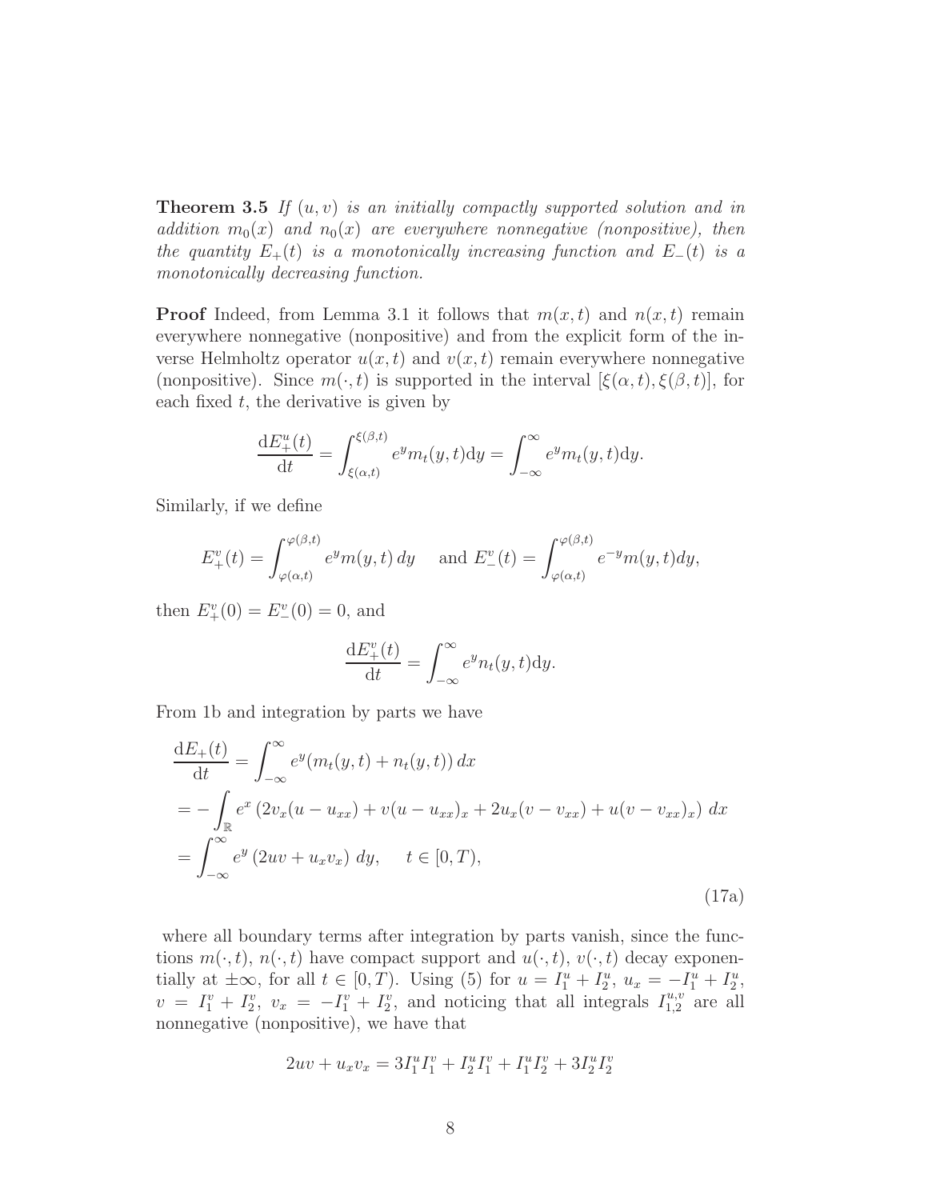**Theorem 3.5** *If $(u, v)$ is an initially compactly supported solution and in addition $m_0(x)$ and $n_0(x)$ are everywhere nonnegative (nonpositive), then the quantity $E_+(t)$ is a monotonically increasing function and $E_-(t)$ is a monotonically decreasing function.*

**Proof** Indeed, from Lemma 3.1 it follows that $m(x,t)$ and $n(x,t)$ remain everywhere nonnegative (nonpositive) and from the explicit form of the inverse Helmholtz operator $u(x,t)$ and $v(x,t)$ remain everywhere nonnegative (nonpositive). Since $m(\cdot,t)$ is supported in the interval $[\xi(\alpha,t), \xi(\beta,t)]$, for each fixed $t$, the derivative is given by

$$\frac{\mathrm{d}E_+^u(t)}{\mathrm{d}t} = \int_{\xi(\alpha,t)}^{\xi(\beta,t)} e^y m_t(y,t)\mathrm{d}y = \int_{-\infty}^{\infty} e^y m_t(y,t)\mathrm{d}y.$$

Similarly, if we define

$$E_+^v(t) = \int_{\varphi(\alpha,t)}^{\varphi(\beta,t)} e^y m(y,t)\, dy \quad \text{ and } E_-^v(t) = \int_{\varphi(\alpha,t)}^{\varphi(\beta,t)} e^{-y} m(y,t) dy,$$

then $E_+^v(0) = E_-^v(0) = 0$, and

$$\frac{\mathrm{d}E_+^v(t)}{\mathrm{d}t} = \int_{-\infty}^{\infty} e^y n_t(y,t)\mathrm{d}y.$$

From 1b and integration by parts we have

$$\begin{aligned}
\frac{\mathrm{d}E_+(t)}{\mathrm{d}t} &= \int_{-\infty}^{\infty} e^y (m_t(y,t) + n_t(y,t))\, dx \\
&= -\int_{\mathbb{R}} e^x \left(2v_x(u - u_{xx}) + v(u - u_{xx})_x + 2u_x(v - v_{xx}) + u(v - v_{xx})_x\right)\, dx \\
&= \int_{-\infty}^{\infty} e^y \left(2uv + u_x v_x\right)\, dy, \qquad t \in [0,T),
\end{aligned} \tag{17a}$$

where all boundary terms after integration by parts vanish, since the functions $m(\cdot,t)$, $n(\cdot,t)$ have compact support and $u(\cdot,t)$, $v(\cdot,t)$ decay exponentially at $\pm\infty$, for all $t \in [0,T)$. Using (5) for $u = I_1^u + I_2^u$, $u_x = -I_1^u + I_2^u$, $v = I_1^v + I_2^v$, $v_x = -I_1^v + I_2^v$, and noticing that all integrals $I_{1,2}^{u,v}$ are all nonnegative (nonpositive), we have that

$$2uv + u_x v_x = 3I_1^u I_1^v + I_2^u I_1^v + I_1^u I_2^v + 3I_2^u I_2^v$$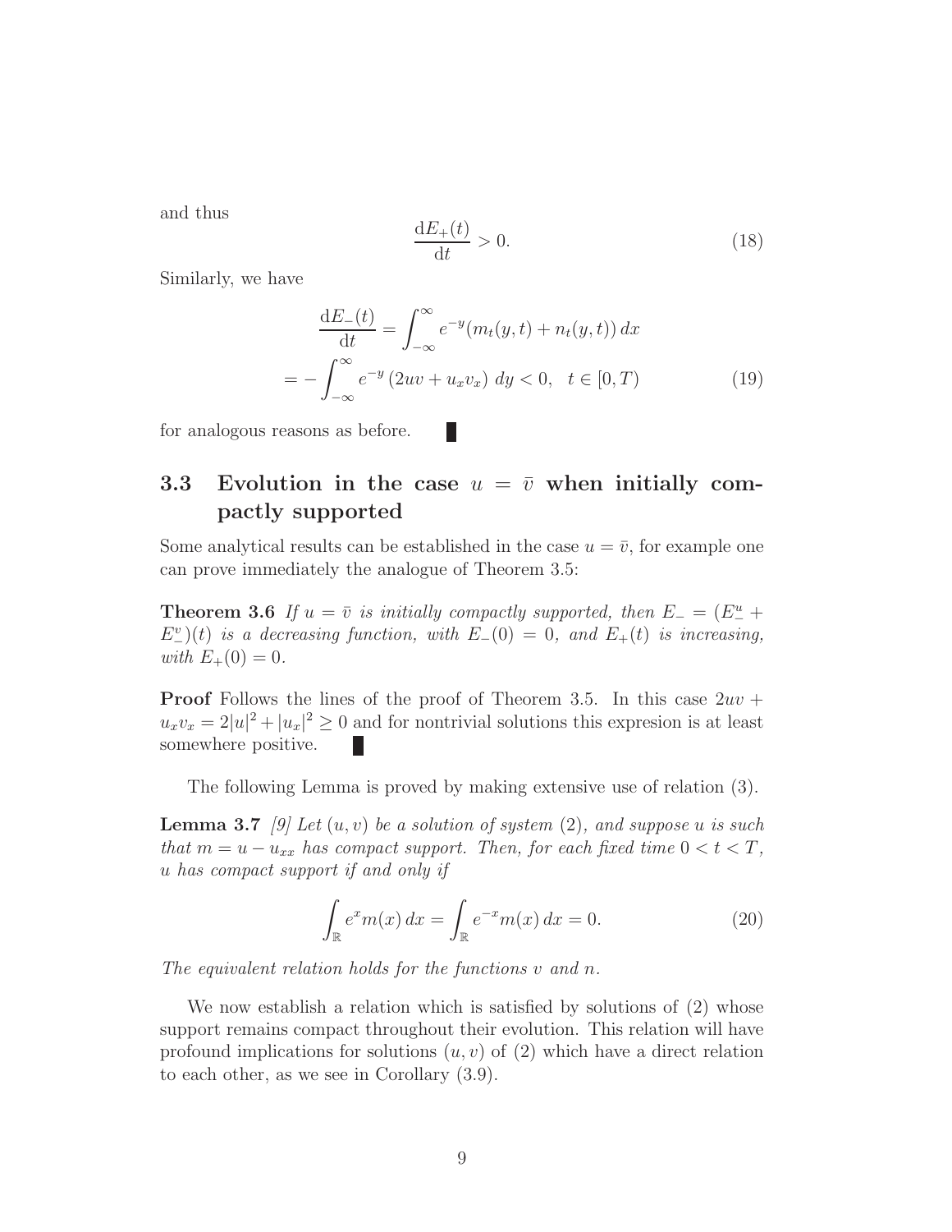and thus

$$\frac{\mathrm{d}E_+(t)}{\mathrm{d}t} > 0. \tag{18}$$

Similarly, we have

$$\frac{\mathrm{d}E_-(t)}{\mathrm{d}t} = \int_{-\infty}^{\infty} e^{-y}(m_t(y,t) + n_t(y,t))\,dx$$
$$= -\int_{-\infty}^{\infty} e^{-y}\left(2uv + u_x v_x\right)\,dy < 0, \quad t \in [0,T) \tag{19}$$

for analogous reasons as before. ∎

### 3.3 Evolution in the case $u = \bar{v}$ when initially compactly supported

Some analytical results can be established in the case $u = \bar{v}$, for example one can prove immediately the analogue of Theorem 3.5:

**Theorem 3.6** *If $u = \bar{v}$ is initially compactly supported, then $E_- = (E_-^u + E_-^v)(t)$ is a decreasing function, with $E_-(0) = 0$, and $E_+(t)$ is increasing, with $E_+(0) = 0$.*

**Proof** Follows the lines of the proof of Theorem 3.5. In this case $2uv + u_x v_x = 2|u|^2 + |u_x|^2 \geq 0$ and for nontrivial solutions this expresion is at least somewhere positive. ∎

The following Lemma is proved by making extensive use of relation (3).

**Lemma 3.7** *[9] Let $(u,v)$ be a solution of system (2), and suppose $u$ is such that $m = u - u_{xx}$ has compact support. Then, for each fixed time $0 < t < T$, $u$ has compact support if and only if*

$$\int_{\mathbb{R}} e^x m(x)\,dx = \int_{\mathbb{R}} e^{-x} m(x)\,dx = 0. \tag{20}$$

*The equivalent relation holds for the functions $v$ and $n$.*

We now establish a relation which is satisfied by solutions of (2) whose support remains compact throughout their evolution. This relation will have profound implications for solutions $(u,v)$ of (2) which have a direct relation to each other, as we see in Corollary (3.9).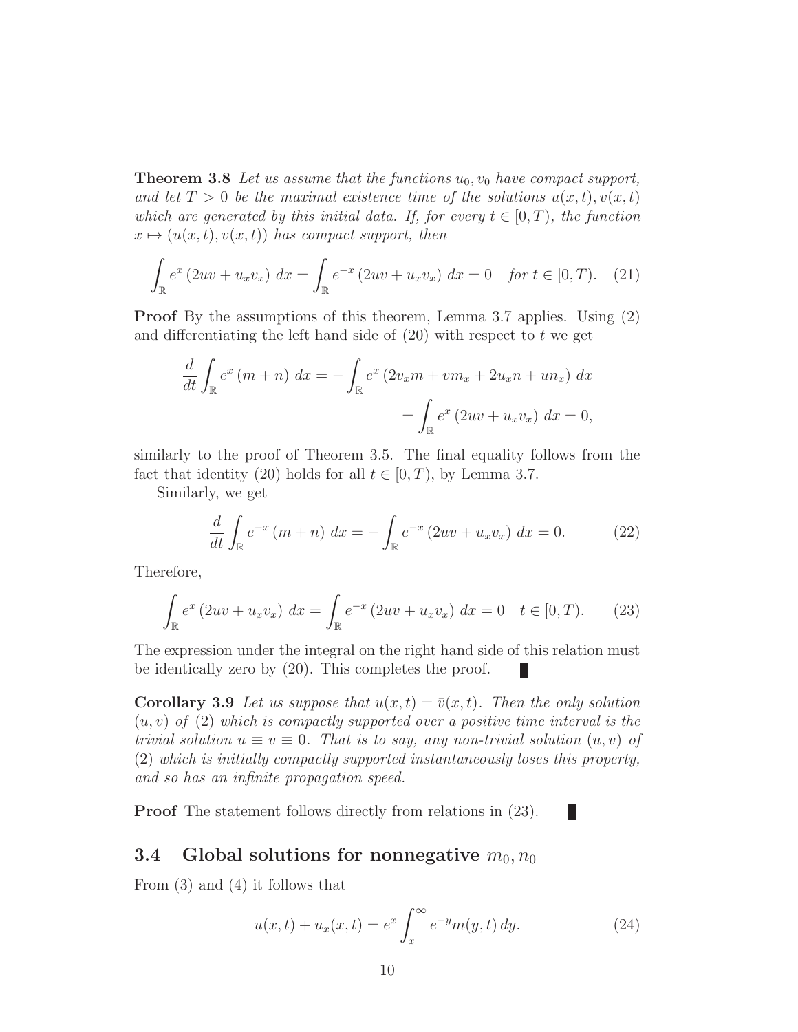**Theorem 3.8** *Let us assume that the functions $u_0, v_0$ have compact support, and let $T > 0$ be the maximal existence time of the solutions $u(x,t), v(x,t)$ which are generated by this initial data. If, for every $t \in [0,T)$, the function $x \mapsto (u(x,t), v(x,t))$ has compact support, then*

$$\int_{\mathbb{R}} e^{x} \left(2uv + u_x v_x\right) \, dx = \int_{\mathbb{R}} e^{-x} \left(2uv + u_x v_x\right) \, dx = 0 \quad \textit{for } t \in [0,T). \tag{21}$$

**Proof** By the assumptions of this theorem, Lemma 3.7 applies. Using (2) and differentiating the left hand side of (20) with respect to $t$ we get

$$\begin{aligned}\frac{d}{dt}\int_{\mathbb{R}} e^{x} \left(m+n\right) \, dx &= -\int_{\mathbb{R}} e^{x} \left(2v_x m + v m_x + 2u_x n + u n_x\right) \, dx \\ &= \int_{\mathbb{R}} e^{x} \left(2uv + u_x v_x\right) \, dx = 0,\end{aligned}$$

similarly to the proof of Theorem 3.5. The final equality follows from the fact that identity (20) holds for all $t \in [0,T)$, by Lemma 3.7.

Similarly, we get

$$\frac{d}{dt}\int_{\mathbb{R}} e^{-x} \left(m+n\right) \, dx = -\int_{\mathbb{R}} e^{-x} \left(2uv + u_x v_x\right) \, dx = 0. \tag{22}$$

Therefore,

$$\int_{\mathbb{R}} e^{x} \left(2uv + u_x v_x\right) \, dx = \int_{\mathbb{R}} e^{-x} \left(2uv + u_x v_x\right) \, dx = 0 \quad t \in [0,T). \tag{23}$$

The expression under the integral on the right hand side of this relation must be identically zero by (20). This completes the proof. ∎

**Corollary 3.9** *Let us suppose that $u(x,t) = \bar{v}(x,t)$. Then the only solution $(u,v)$ of (2) which is compactly supported over a positive time interval is the trivial solution $u \equiv v \equiv 0$. That is to say, any non-trivial solution $(u,v)$ of (2) which is initially compactly supported instantaneously loses this property, and so has an infinite propagation speed.*

**Proof** The statement follows directly from relations in (23). ∎

### 3.4 Global solutions for nonnegative $m_0, n_0$

From (3) and (4) it follows that

$$u(x,t) + u_x(x,t) = e^{x} \int_{x}^{\infty} e^{-y} m(y,t) \, dy. \tag{24}$$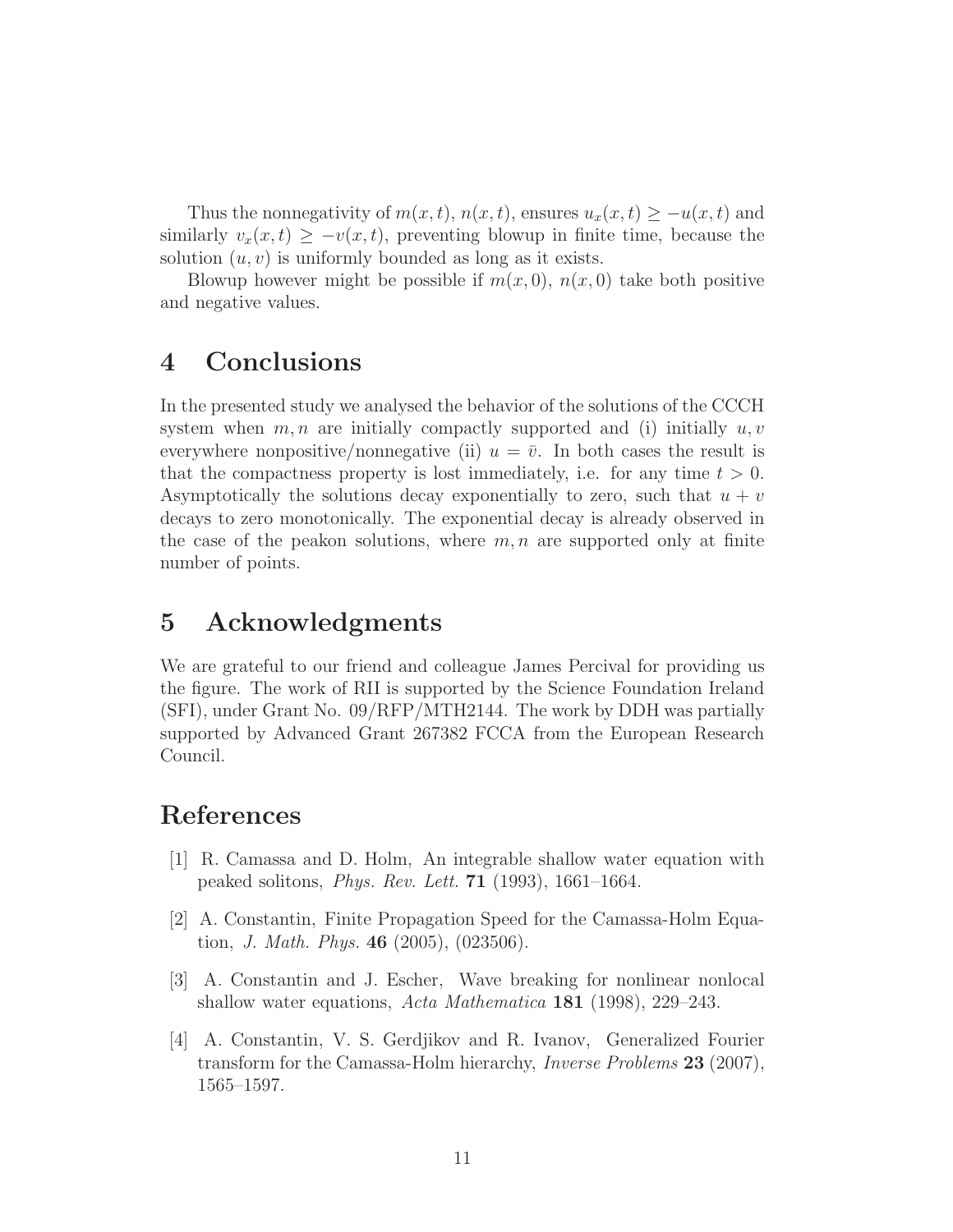Thus the nonnegativity of $m(x,t)$, $n(x,t)$, ensures $u_x(x,t) \geq -u(x,t)$ and similarly $v_x(x,t) \geq -v(x,t)$, preventing blowup in finite time, because the solution $(u,v)$ is uniformly bounded as long as it exists.

Blowup however might be possible if $m(x,0)$, $n(x,0)$ take both positive and negative values.

# 4 Conclusions

In the presented study we analysed the behavior of the solutions of the CCCH system when $m,n$ are initially compactly supported and (i) initially $u,v$ everywhere nonpositive/nonnegative (ii) $u = \bar{v}$. In both cases the result is that the compactness property is lost immediately, i.e. for any time $t > 0$. Asymptotically the solutions decay exponentially to zero, such that $u+v$ decays to zero monotonically. The exponential decay is already observed in the case of the peakon solutions, where $m,n$ are supported only at finite number of points.

# 5 Acknowledgments

We are grateful to our friend and colleague James Percival for providing us the figure. The work of RII is supported by the Science Foundation Ireland (SFI), under Grant No. 09/RFP/MTH2144. The work by DDH was partially supported by Advanced Grant 267382 FCCA from the European Research Council.

# References

[1] R. Camassa and D. Holm, An integrable shallow water equation with peaked solitons, *Phys. Rev. Lett.* **71** (1993), 1661–1664.

[2] A. Constantin, Finite Propagation Speed for the Camassa-Holm Equation, *J. Math. Phys.* **46** (2005), (023506).

[3] A. Constantin and J. Escher, Wave breaking for nonlinear nonlocal shallow water equations, *Acta Mathematica* **181** (1998), 229–243.

[4] A. Constantin, V. S. Gerdjikov and R. Ivanov, Generalized Fourier transform for the Camassa-Holm hierarchy, *Inverse Problems* **23** (2007), 1565–1597.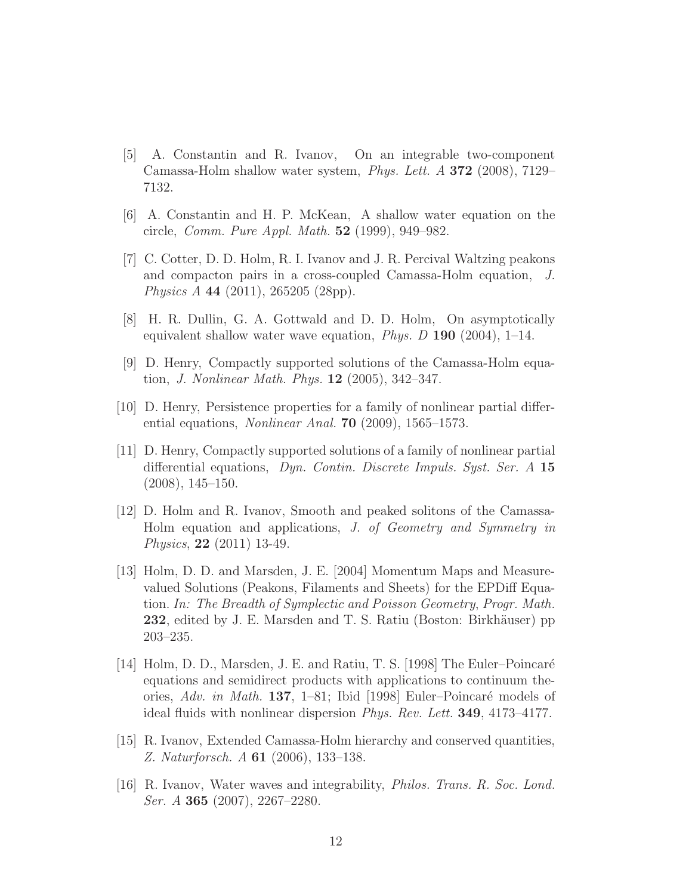[5] A. Constantin and R. Ivanov, On an integrable two-component Camassa-Holm shallow water system, *Phys. Lett. A* **372** (2008), 7129–7132.

[6] A. Constantin and H. P. McKean, A shallow water equation on the circle, *Comm. Pure Appl. Math.* **52** (1999), 949–982.

[7] C. Cotter, D. D. Holm, R. I. Ivanov and J. R. Percival Waltzing peakons and compacton pairs in a cross-coupled Camassa-Holm equation, *J. Physics A* **44** (2011), 265205 (28pp).

[8] H. R. Dullin, G. A. Gottwald and D. D. Holm, On asymptotically equivalent shallow water wave equation, *Phys. D* **190** (2004), 1–14.

[9] D. Henry, Compactly supported solutions of the Camassa-Holm equation, *J. Nonlinear Math. Phys.* **12** (2005), 342–347.

[10] D. Henry, Persistence properties for a family of nonlinear partial differential equations, *Nonlinear Anal.* **70** (2009), 1565–1573.

[11] D. Henry, Compactly supported solutions of a family of nonlinear partial differential equations, *Dyn. Contin. Discrete Impuls. Syst. Ser. A* **15** (2008), 145–150.

[12] D. Holm and R. Ivanov, Smooth and peaked solitons of the Camassa-Holm equation and applications, *J. of Geometry and Symmetry in Physics*, **22** (2011) 13-49.

[13] Holm, D. D. and Marsden, J. E. [2004] Momentum Maps and Measure-valued Solutions (Peakons, Filaments and Sheets) for the EPDiff Equation. *In: The Breadth of Symplectic and Poisson Geometry*, *Progr. Math.* **232**, edited by J. E. Marsden and T. S. Ratiu (Boston: Birkhäuser) pp 203–235.

[14] Holm, D. D., Marsden, J. E. and Ratiu, T. S. [1998] The Euler–Poincaré equations and semidirect products with applications to continuum theories, *Adv. in Math.* **137**, 1–81; Ibid [1998] Euler–Poincaré models of ideal fluids with nonlinear dispersion *Phys. Rev. Lett.* **349**, 4173–4177.

[15] R. Ivanov, Extended Camassa-Holm hierarchy and conserved quantities, *Z. Naturforsch. A* **61** (2006), 133–138.

[16] R. Ivanov, Water waves and integrability, *Philos. Trans. R. Soc. Lond. Ser. A* **365** (2007), 2267–2280.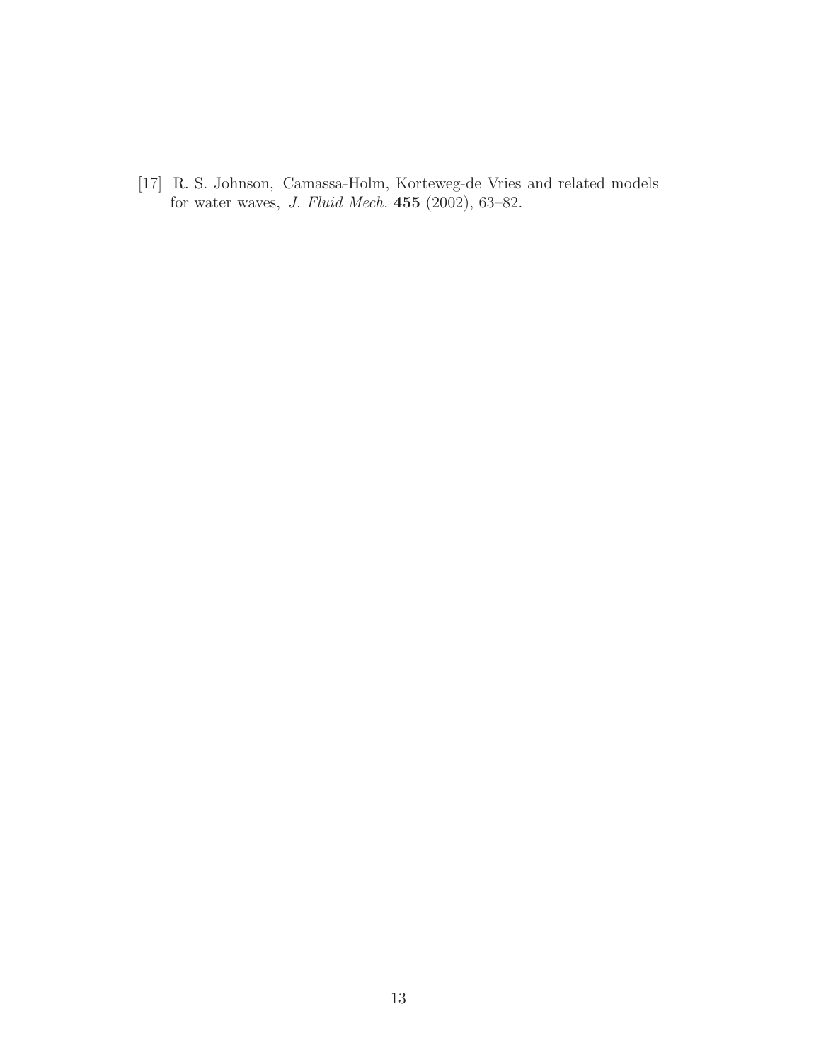[17] R. S. Johnson, Camassa-Holm, Korteweg-de Vries and related models for water waves, *J. Fluid Mech.* **455** (2002), 63–82.